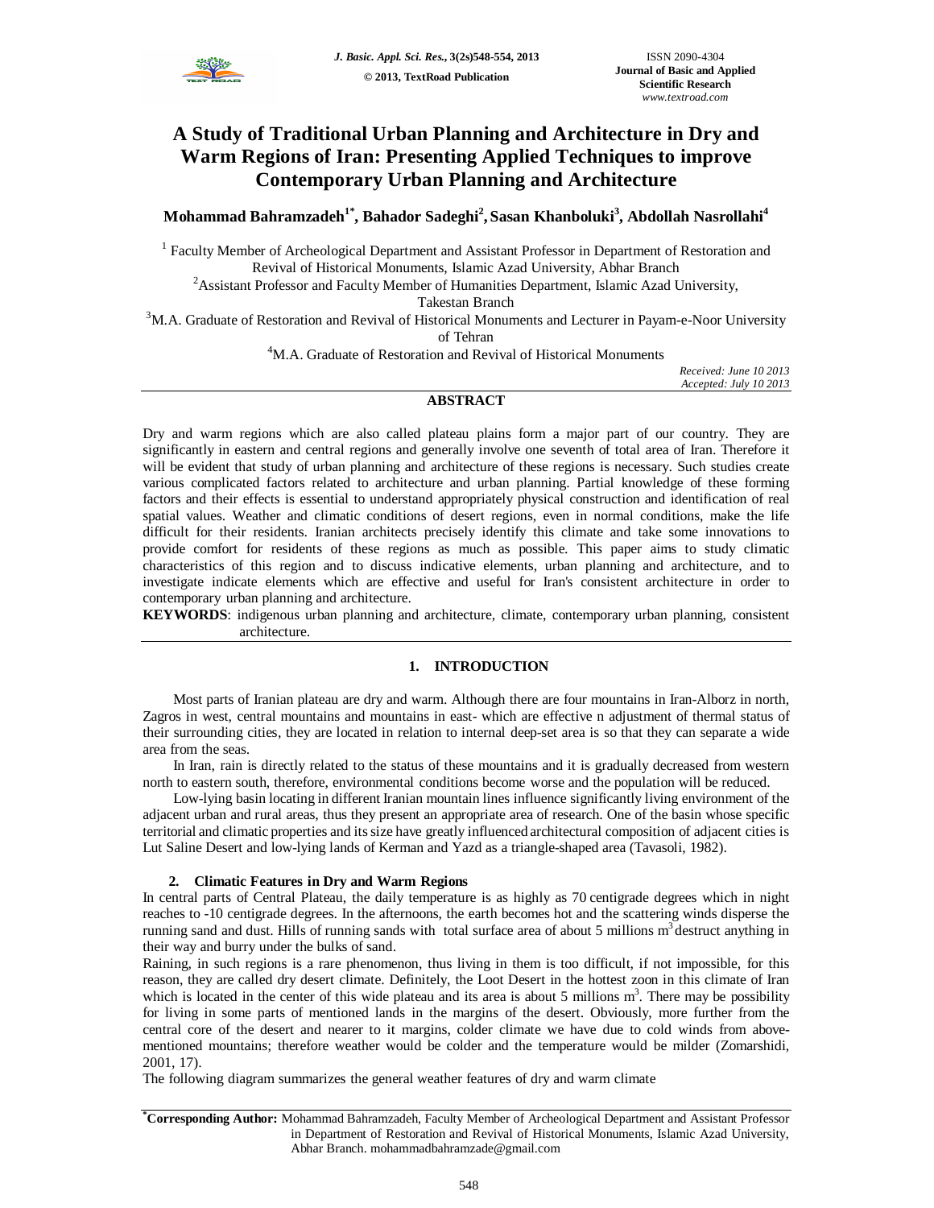# A Study of Traditional Urban Planning and Architecture in Dry and Warm Regions of Iran: Presenting Applied Techniques to improve Contemporary Urban Planning and Architecture

**Mohammad Bahramzadeh[1*], Bahador Sadeghi[2], Sasan Khanboluki[3], Abdollah Nasrollahi[4]**

[1] Faculty Member of Archeological Department and Assistant Professor in Department of Restoration and Revival of Historical Monuments, Islamic Azad University, Abhar Branch

[2] Assistant Professor and Faculty Member of Humanities Department, Islamic Azad University, Takestan Branch

[3] M.A. Graduate of Restoration and Revival of Historical Monuments and Lecturer in Payam-e-Noor University of Tehran

[4] M.A. Graduate of Restoration and Revival of Historical Monuments

*Received: June 10 2013*
*Accepted: July 10 2013*

## ABSTRACT

Dry and warm regions which are also called plateau plains form a major part of our country. They are significantly in eastern and central regions and generally involve one seventh of total area of Iran. Therefore it will be evident that study of urban planning and architecture of these regions is necessary. Such studies create various complicated factors related to architecture and urban planning. Partial knowledge of these forming factors and their effects is essential to understand appropriately physical construction and identification of real spatial values. Weather and climatic conditions of desert regions, even in normal conditions, make the life difficult for their residents. Iranian architects precisely identify this climate and take some innovations to provide comfort for residents of these regions as much as possible. This paper aims to study climatic characteristics of this region and to discuss indicative elements, urban planning and architecture, and to investigate indicate elements which are effective and useful for Iran's consistent architecture in order to contemporary urban planning and architecture.

**KEYWORDS**: indigenous urban planning and architecture, climate, contemporary urban planning, consistent architecture.

## 1. INTRODUCTION

Most parts of Iranian plateau are dry and warm. Although there are four mountains in Iran-Alborz in north, Zagros in west, central mountains and mountains in east- which are effective n adjustment of thermal status of their surrounding cities, they are located in relation to internal deep-set area is so that they can separate a wide area from the seas.

In Iran, rain is directly related to the status of these mountains and it is gradually decreased from western north to eastern south, therefore, environmental conditions become worse and the population will be reduced.

Low-lying basin locating in different Iranian mountain lines influence significantly living environment of the adjacent urban and rural areas, thus they present an appropriate area of research. One of the basin whose specific territorial and climatic properties and its size have greatly influenced architectural composition of adjacent cities is Lut Saline Desert and low-lying lands of Kerman and Yazd as a triangle-shaped area (Tavasoli, 1982).

### 2. Climatic Features in Dry and Warm Regions

In central parts of Central Plateau, the daily temperature is as highly as 70 centigrade degrees which in night reaches to -10 centigrade degrees. In the afternoons, the earth becomes hot and the scattering winds disperse the running sand and dust. Hills of running sands with total surface area of about 5 millions $m^3$ destruct anything in their way and burry under the bulks of sand.

Raining, in such regions is a rare phenomenon, thus living in them is too difficult, if not impossible, for this reason, they are called dry desert climate. Definitely, the Loot Desert in the hottest zoon in this climate of Iran which is located in the center of this wide plateau and its area is about 5 millions $m^3$. There may be possibility for living in some parts of mentioned lands in the margins of the desert. Obviously, more further from the central core of the desert and nearer to it margins, colder climate we have due to cold winds from above-mentioned mountains; therefore weather would be colder and the temperature would be milder (Zomarshidi, 2001, 17).

The following diagram summarizes the general weather features of dry and warm climate

*Corresponding Author: Mohammad Bahramzadeh, Faculty Member of Archeological Department and Assistant Professor in Department of Restoration and Revival of Historical Monuments, Islamic Azad University, Abhar Branch. mohammadbahramzade@gmail.com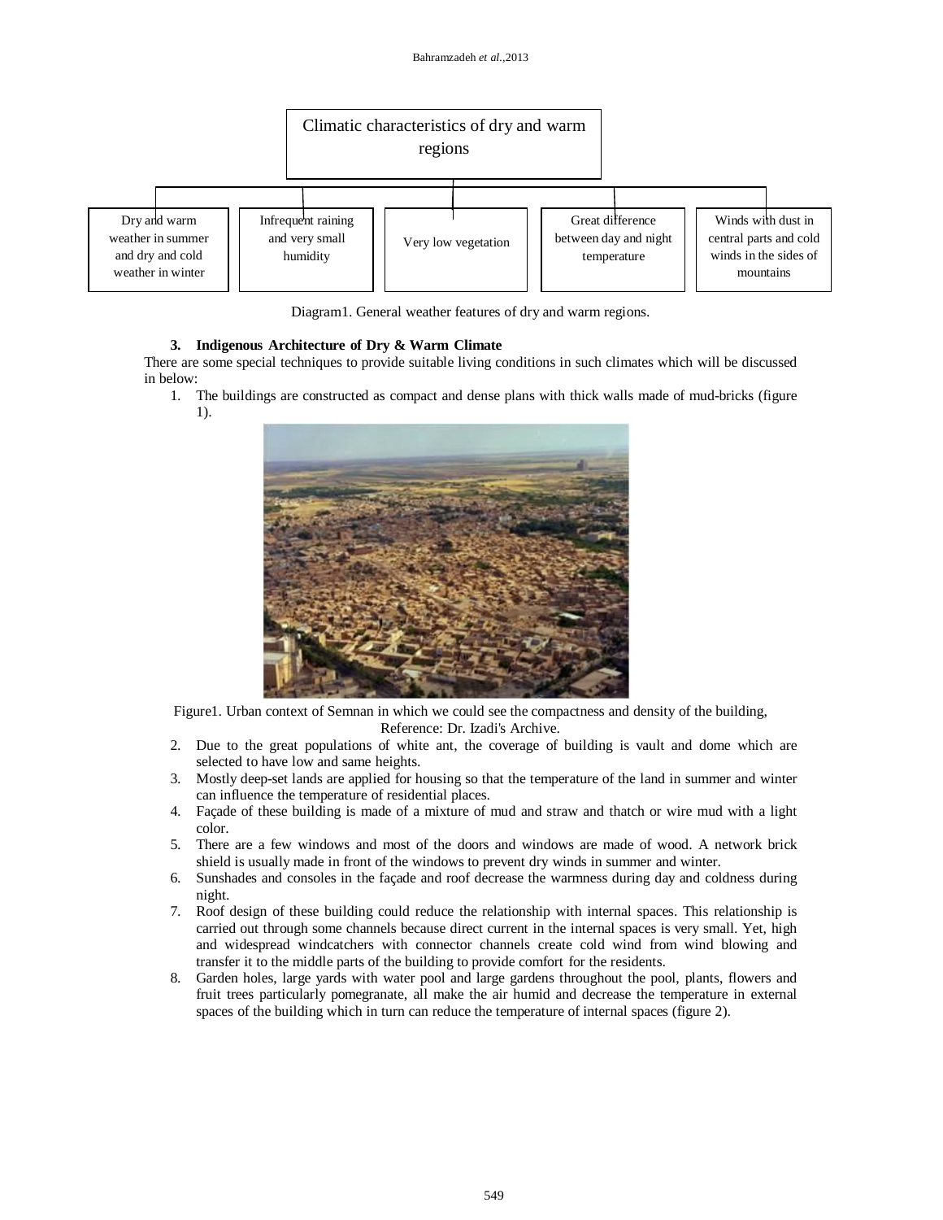Climatic characteristics of dry and warm regions

- Dry and warm weather in summer and dry and cold weather in winter
- Infrequent raining and very small humidity
- Very low vegetation
- Great difference between day and night temperature
- Winds with dust in central parts and cold winds in the sides of mountains

Diagram1. General weather features of dry and warm regions.

### 3. Indigenous Architecture of Dry & Warm Climate

There are some special techniques to provide suitable living conditions in such climates which will be discussed in below:

1. The buildings are constructed as compact and dense plans with thick walls made of mud-bricks (figure 1).

Figure1. Urban context of Semnan in which we could see the compactness and density of the building, Reference: Dr. Izadi's Archive.

2. Due to the great populations of white ant, the coverage of building is vault and dome which are selected to have low and same heights.
3. Mostly deep-set lands are applied for housing so that the temperature of the land in summer and winter can influence the temperature of residential places.
4. Façade of these building is made of a mixture of mud and straw and thatch or wire mud with a light color.
5. There are a few windows and most of the doors and windows are made of wood. A network brick shield is usually made in front of the windows to prevent dry winds in summer and winter.
6. Sunshades and consoles in the façade and roof decrease the warmness during day and coldness during night.
7. Roof design of these building could reduce the relationship with internal spaces. This relationship is carried out through some channels because direct current in the internal spaces is very small. Yet, high and widespread windcatchers with connector channels create cold wind from wind blowing and transfer it to the middle parts of the building to provide comfort for the residents.
8. Garden holes, large yards with water pool and large gardens throughout the pool, plants, flowers and fruit trees particularly pomegranate, all make the air humid and decrease the temperature in external spaces of the building which in turn can reduce the temperature of internal spaces (figure 2).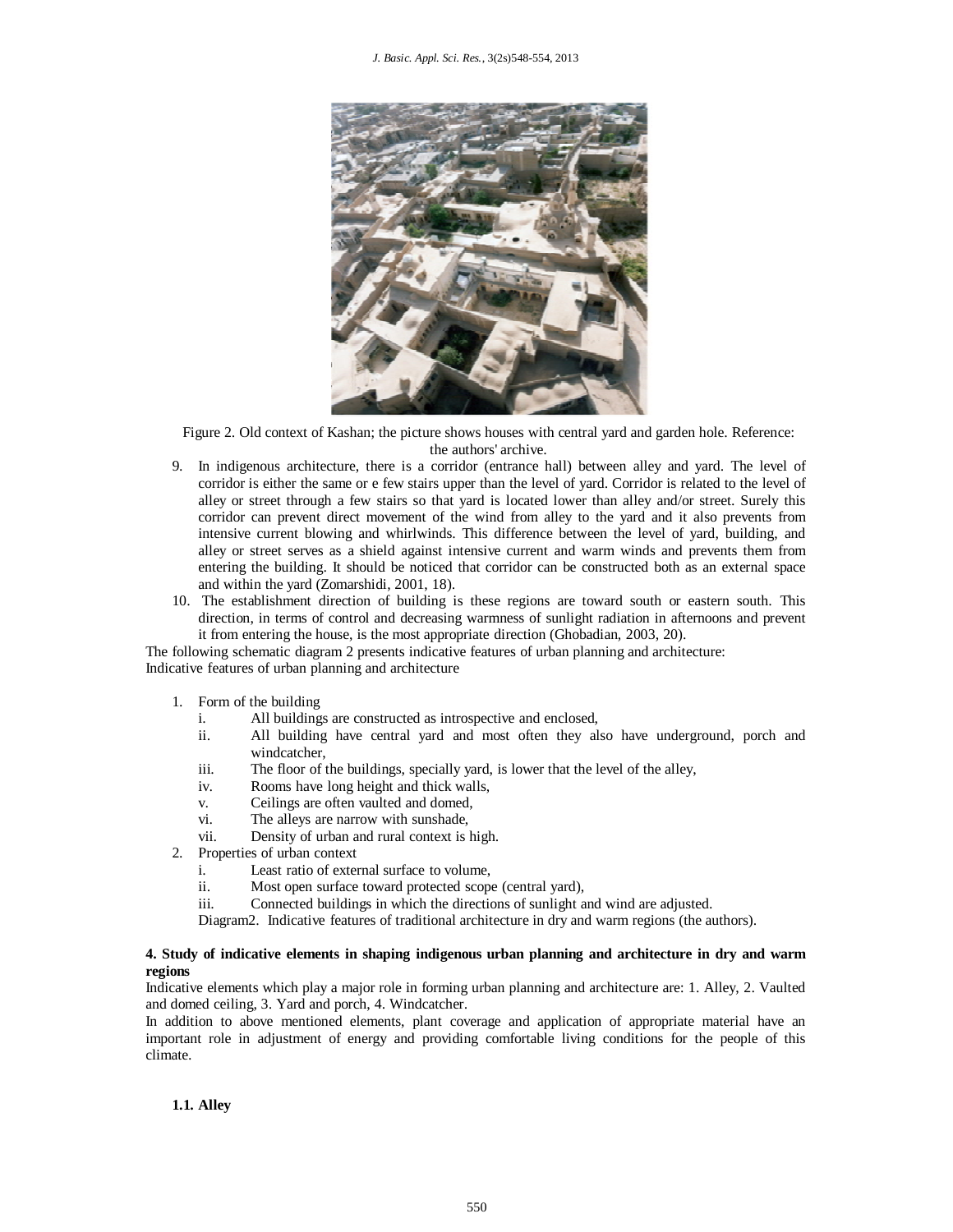Figure 2. Old context of Kashan; the picture shows houses with central yard and garden hole. Reference: the authors' archive.

9. In indigenous architecture, there is a corridor (entrance hall) between alley and yard. The level of corridor is either the same or e few stairs upper than the level of yard. Corridor is related to the level of alley or street through a few stairs so that yard is located lower than alley and/or street. Surely this corridor can prevent direct movement of the wind from alley to the yard and it also prevents from intensive current blowing and whirlwinds. This difference between the level of yard, building, and alley or street serves as a shield against intensive current and warm winds and prevents them from entering the building. It should be noticed that corridor can be constructed both as an external space and within the yard (Zomarshidi, 2001, 18).
10. The establishment direction of building is these regions are toward south or eastern south. This direction, in terms of control and decreasing warmness of sunlight radiation in afternoons and prevent it from entering the house, is the most appropriate direction (Ghobadian, 2003, 20).

The following schematic diagram 2 presents indicative features of urban planning and architecture:
Indicative features of urban planning and architecture

1. Form of the building
   i. All buildings are constructed as introspective and enclosed,
   ii. All building have central yard and most often they also have underground, porch and windcatcher,
   iii. The floor of the buildings, specially yard, is lower that the level of the alley,
   iv. Rooms have long height and thick walls,
   v. Ceilings are often vaulted and domed,
   vi. The alleys are narrow with sunshade,
   vii. Density of urban and rural context is high.
2. Properties of urban context
   i. Least ratio of external surface to volume,
   ii. Most open surface toward protected scope (central yard),
   iii. Connected buildings in which the directions of sunlight and wind are adjusted.

Diagram2. Indicative features of traditional architecture in dry and warm regions (the authors).

**4. Study of indicative elements in shaping indigenous urban planning and architecture in dry and warm regions**

Indicative elements which play a major role in forming urban planning and architecture are: 1. Alley, 2. Vaulted and domed ceiling, 3. Yard and porch, 4. Windcatcher.

In addition to above mentioned elements, plant coverage and application of appropriate material have an important role in adjustment of energy and providing comfortable living conditions for the people of this climate.

**1.1. Alley**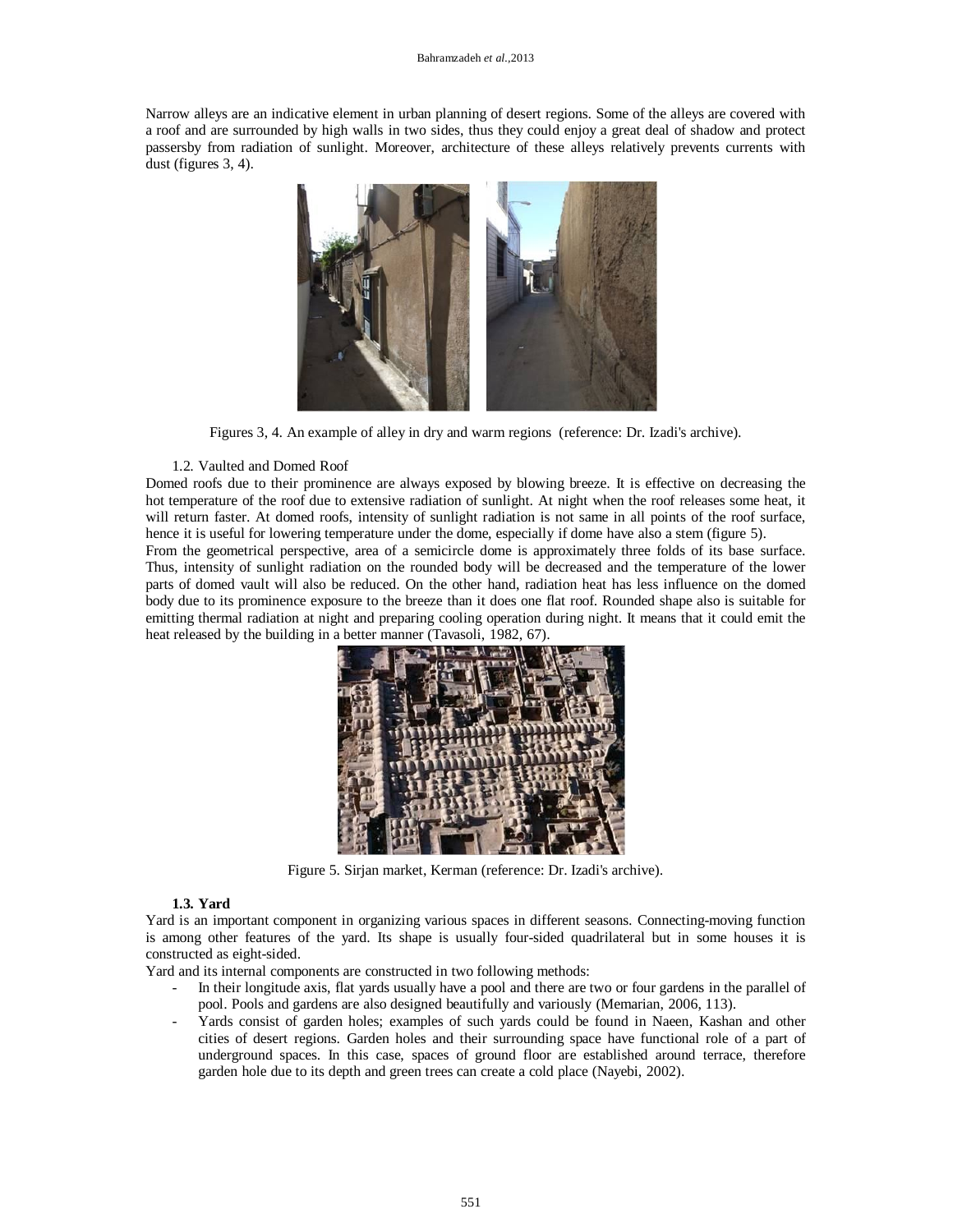Narrow alleys are an indicative element in urban planning of desert regions. Some of the alleys are covered with a roof and are surrounded by high walls in two sides, thus they could enjoy a great deal of shadow and protect passersby from radiation of sunlight. Moreover, architecture of these alleys relatively prevents currents with dust (figures 3, 4).

Figures 3, 4. An example of alley in dry and warm regions (reference: Dr. Izadi's archive).

### 1.2. Vaulted and Domed Roof

Domed roofs due to their prominence are always exposed by blowing breeze. It is effective on decreasing the hot temperature of the roof due to extensive radiation of sunlight. At night when the roof releases some heat, it will return faster. At domed roofs, intensity of sunlight radiation is not same in all points of the roof surface, hence it is useful for lowering temperature under the dome, especially if dome have also a stem (figure 5).

From the geometrical perspective, area of a semicircle dome is approximately three folds of its base surface. Thus, intensity of sunlight radiation on the rounded body will be decreased and the temperature of the lower parts of domed vault will also be reduced. On the other hand, radiation heat has less influence on the domed body due to its prominence exposure to the breeze than it does one flat roof. Rounded shape also is suitable for emitting thermal radiation at night and preparing cooling operation during night. It means that it could emit the heat released by the building in a better manner (Tavasoli, 1982, 67).

Figure 5. Sirjan market, Kerman (reference: Dr. Izadi's archive).

### 1.3. Yard

Yard is an important component in organizing various spaces in different seasons. Connecting-moving function is among other features of the yard. Its shape is usually four-sided quadrilateral but in some houses it is constructed as eight-sided.

Yard and its internal components are constructed in two following methods:

- In their longitude axis, flat yards usually have a pool and there are two or four gardens in the parallel of pool. Pools and gardens are also designed beautifully and variously (Memarian, 2006, 113).
- Yards consist of garden holes; examples of such yards could be found in Naeen, Kashan and other cities of desert regions. Garden holes and their surrounding space have functional role of a part of underground spaces. In this case, spaces of ground floor are established around terrace, therefore garden hole due to its depth and green trees can create a cold place (Nayebi, 2002).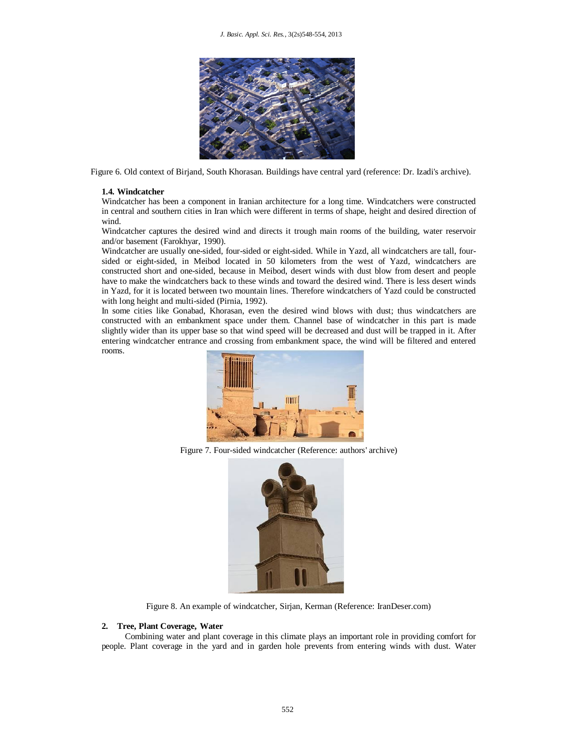Figure 6. Old context of Birjand, South Khorasan. Buildings have central yard (reference: Dr. Izadi's archive).

### 1.4. Windcatcher

Windcatcher has been a component in Iranian architecture for a long time. Windcatchers were constructed in central and southern cities in Iran which were different in terms of shape, height and desired direction of wind.

Windcatcher captures the desired wind and directs it trough main rooms of the building, water reservoir and/or basement (Farokhyar, 1990).

Windcatcher are usually one-sided, four-sided or eight-sided. While in Yazd, all windcatchers are tall, four-sided or eight-sided, in Meibod located in 50 kilometers from the west of Yazd, windcatchers are constructed short and one-sided, because in Meibod, desert winds with dust blow from desert and people have to make the windcatchers back to these winds and toward the desired wind. There is less desert winds in Yazd, for it is located between two mountain lines. Therefore windcatchers of Yazd could be constructed with long height and multi-sided (Pirnia, 1992).

In some cities like Gonabad, Khorasan, even the desired wind blows with dust; thus windcatchers are constructed with an embankment space under them. Channel base of windcatcher in this part is made slightly wider than its upper base so that wind speed will be decreased and dust will be trapped in it. After entering windcatcher entrance and crossing from embankment space, the wind will be filtered and entered rooms.

Figure 7. Four-sided windcatcher (Reference: authors' archive)

Figure 8. An example of windcatcher, Sirjan, Kerman (Reference: IranDeser.com)

## 2. Tree, Plant Coverage, Water

Combining water and plant coverage in this climate plays an important role in providing comfort for people. Plant coverage in the yard and in garden hole prevents from entering winds with dust. Water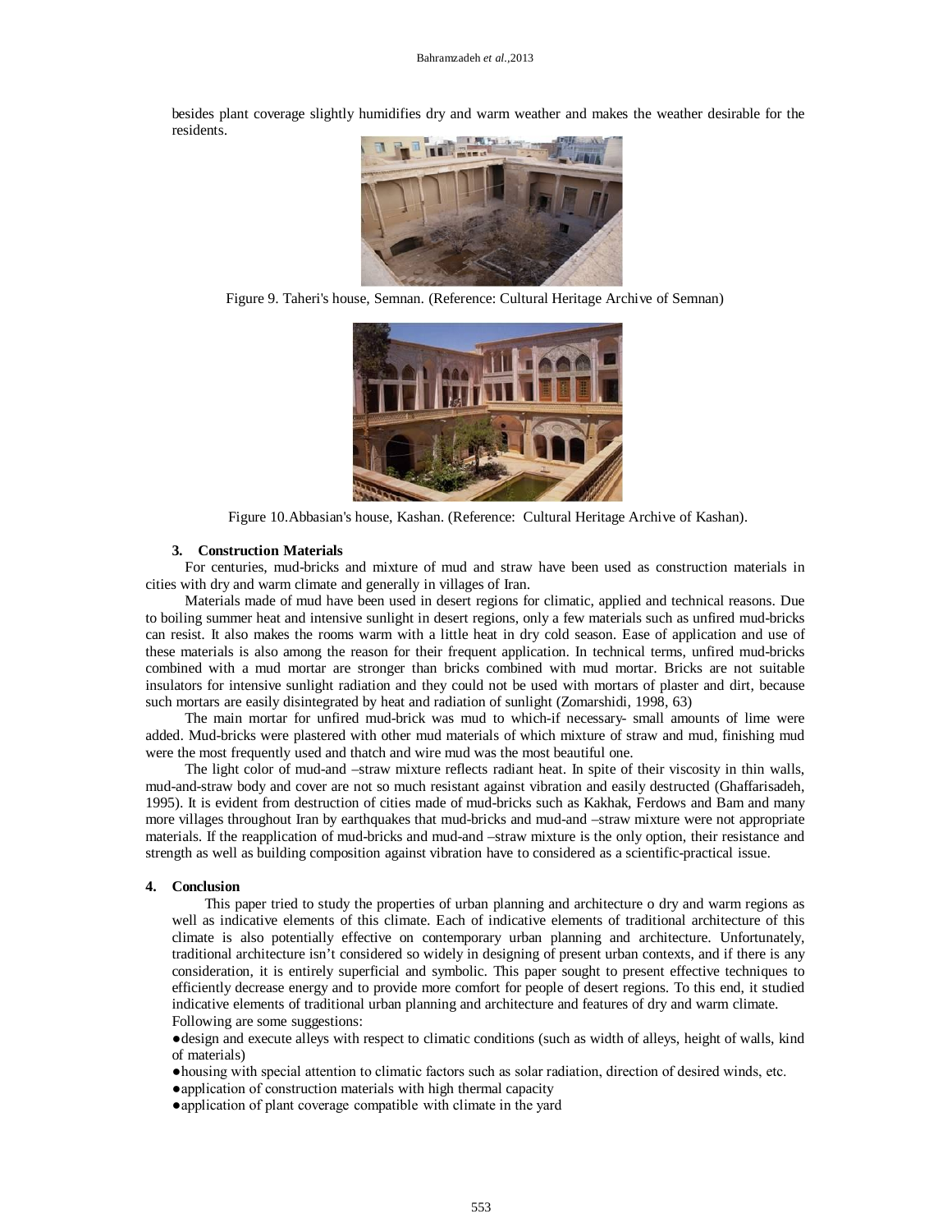besides plant coverage slightly humidifies dry and warm weather and makes the weather desirable for the residents.

Figure 9. Taheri's house, Semnan. (Reference: Cultural Heritage Archive of Semnan)

Figure 10.Abbasian's house, Kashan. (Reference: Cultural Heritage Archive of Kashan).

## 3. Construction Materials

For centuries, mud-bricks and mixture of mud and straw have been used as construction materials in cities with dry and warm climate and generally in villages of Iran.

Materials made of mud have been used in desert regions for climatic, applied and technical reasons. Due to boiling summer heat and intensive sunlight in desert regions, only a few materials such as unfired mud-bricks can resist. It also makes the rooms warm with a little heat in dry cold season. Ease of application and use of these materials is also among the reason for their frequent application. In technical terms, unfired mud-bricks combined with a mud mortar are stronger than bricks combined with mud mortar. Bricks are not suitable insulators for intensive sunlight radiation and they could not be used with mortars of plaster and dirt, because such mortars are easily disintegrated by heat and radiation of sunlight (Zomarshidi, 1998, 63)

The main mortar for unfired mud-brick was mud to which-if necessary- small amounts of lime were added. Mud-bricks were plastered with other mud materials of which mixture of straw and mud, finishing mud were the most frequently used and thatch and wire mud was the most beautiful one.

The light color of mud-and –straw mixture reflects radiant heat. In spite of their viscosity in thin walls, mud-and-straw body and cover are not so much resistant against vibration and easily destructed (Ghaffarisadeh, 1995). It is evident from destruction of cities made of mud-bricks such as Kakhak, Ferdows and Bam and many more villages throughout Iran by earthquakes that mud-bricks and mud-and –straw mixture were not appropriate materials. If the reapplication of mud-bricks and mud-and –straw mixture is the only option, their resistance and strength as well as building composition against vibration have to considered as a scientific-practical issue.

## 4. Conclusion

This paper tried to study the properties of urban planning and architecture o dry and warm regions as well as indicative elements of this climate. Each of indicative elements of traditional architecture of this climate is also potentially effective on contemporary urban planning and architecture. Unfortunately, traditional architecture isn't considered so widely in designing of present urban contexts, and if there is any consideration, it is entirely superficial and symbolic. This paper sought to present effective techniques to efficiently decrease energy and to provide more comfort for people of desert regions. To this end, it studied indicative elements of traditional urban planning and architecture and features of dry and warm climate. Following are some suggestions:

- design and execute alleys with respect to climatic conditions (such as width of alleys, height of walls, kind of materials)
- housing with special attention to climatic factors such as solar radiation, direction of desired winds, etc.
- application of construction materials with high thermal capacity
- application of plant coverage compatible with climate in the yard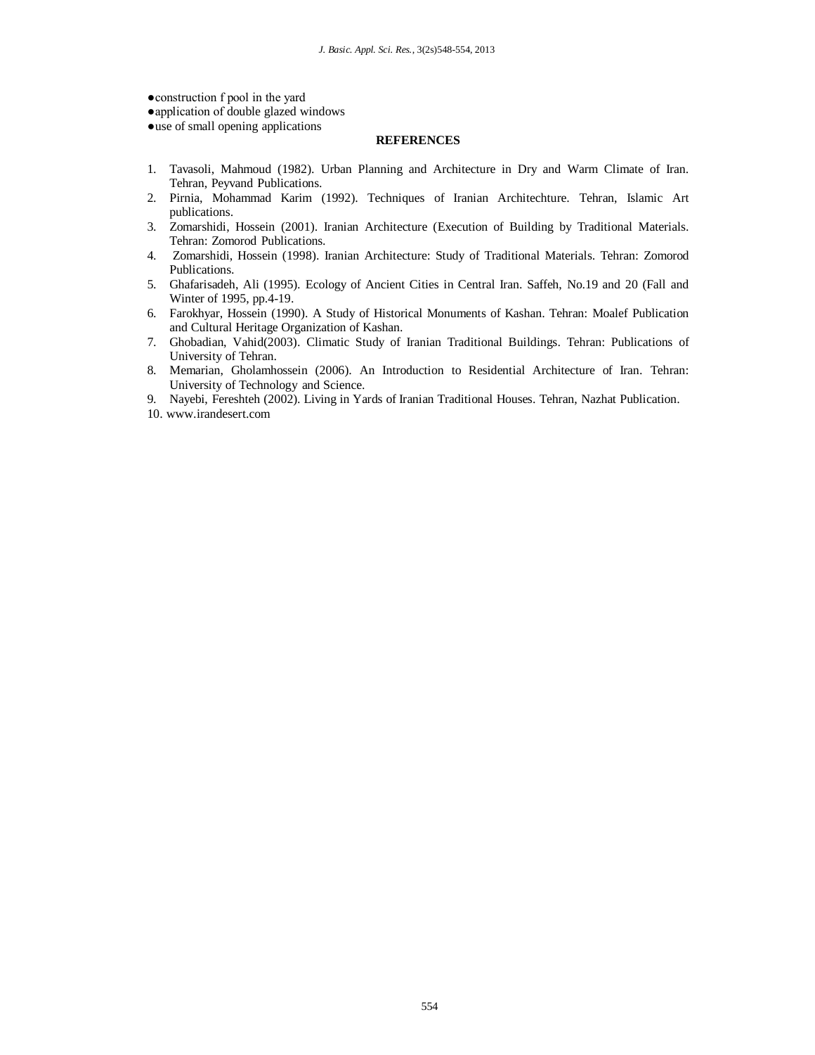- construction f pool in the yard
- application of double glazed windows
- use of small opening applications

## REFERENCES

1. Tavasoli, Mahmoud (1982). Urban Planning and Architecture in Dry and Warm Climate of Iran. Tehran, Peyvand Publications.
2. Pirnia, Mohammad Karim (1992). Techniques of Iranian Architechture. Tehran, Islamic Art publications.
3. Zomarshidi, Hossein (2001). Iranian Architecture (Execution of Building by Traditional Materials. Tehran: Zomorod Publications.
4. Zomarshidi, Hossein (1998). Iranian Architecture: Study of Traditional Materials. Tehran: Zomorod Publications.
5. Ghafarisadeh, Ali (1995). Ecology of Ancient Cities in Central Iran. Saffeh, No.19 and 20 (Fall and Winter of 1995, pp.4-19.
6. Farokhyar, Hossein (1990). A Study of Historical Monuments of Kashan. Tehran: Moalef Publication and Cultural Heritage Organization of Kashan.
7. Ghobadian, Vahid(2003). Climatic Study of Iranian Traditional Buildings. Tehran: Publications of University of Tehran.
8. Memarian, Gholamhossein (2006). An Introduction to Residential Architecture of Iran. Tehran: University of Technology and Science.
9. Nayebi, Fereshteh (2002). Living in Yards of Iranian Traditional Houses. Tehran, Nazhat Publication.
10. www.irandesert.com